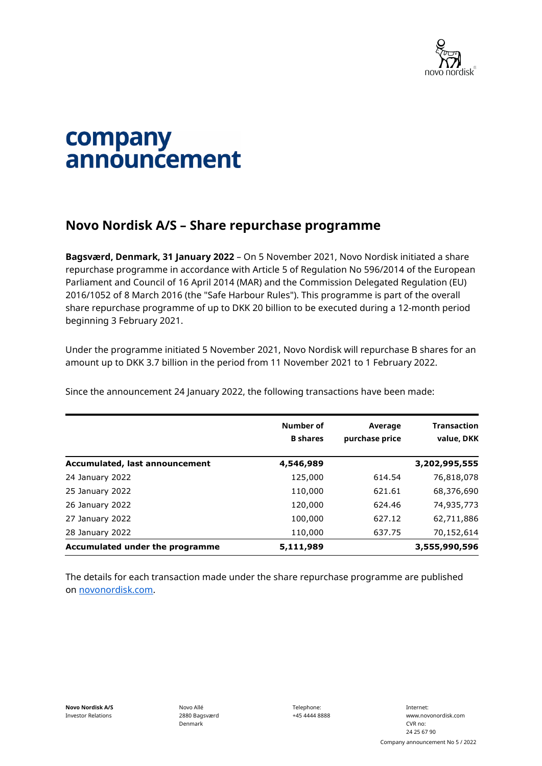# company announcement

## Novo Nordisk A/S – Share repurchase programme

**Bagsværd, Denmark, 31 January 2022** – On 5 November 2021, Novo Nordisk initiated a share repurchase programme in accordance with Article 5 of Regulation No 596/2014 of the European Parliament and Council of 16 April 2014 (MAR) and the Commission Delegated Regulation (EU) 2016/1052 of 8 March 2016 (the "Safe Harbour Rules"). This programme is part of the overall share repurchase programme of up to DKK 20 billion to be executed during a 12-month period beginning 3 February 2021.

Under the programme initiated 5 November 2021, Novo Nordisk will repurchase B shares for an amount up to DKK 3.7 billion in the period from 11 November 2021 to 1 February 2022.

Since the announcement 24 January 2022, the following transactions have been made:

| | Number of B shares | Average purchase price | Transaction value, DKK |
|---|---|---|---|
| **Accumulated, last announcement** | **4,546,989** | | **3,202,995,555** |
| 24 January 2022 | 125,000 | 614.54 | 76,818,078 |
| 25 January 2022 | 110,000 | 621.61 | 68,376,690 |
| 26 January 2022 | 120,000 | 624.46 | 74,935,773 |
| 27 January 2022 | 100,000 | 627.12 | 62,711,886 |
| 28 January 2022 | 110,000 | 637.75 | 70,152,614 |
| **Accumulated under the programme** | **5,111,989** | | **3,555,990,596** |

The details for each transaction made under the share repurchase programme are published on novonordisk.com.

**Novo Nordisk A/S**
Investor Relations

Novo Allé
2880 Bagsværd
Denmark

Telephone:
+45 4444 8888

Internet:
www.novonordisk.com
CVR no:
24 25 67 90

Company announcement No 5 / 2022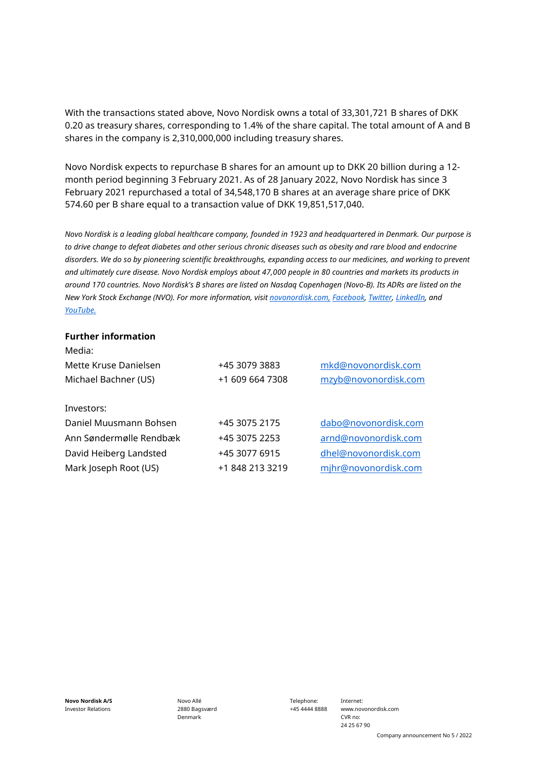With the transactions stated above, Novo Nordisk owns a total of 33,301,721 B shares of DKK 0.20 as treasury shares, corresponding to 1.4% of the share capital. The total amount of A and B shares in the company is 2,310,000,000 including treasury shares.

Novo Nordisk expects to repurchase B shares for an amount up to DKK 20 billion during a 12-month period beginning 3 February 2021. As of 28 January 2022, Novo Nordisk has since 3 February 2021 repurchased a total of 34,548,170 B shares at an average share price of DKK 574.60 per B share equal to a transaction value of DKK 19,851,517,040.

*Novo Nordisk is a leading global healthcare company, founded in 1923 and headquartered in Denmark. Our purpose is to drive change to defeat diabetes and other serious chronic diseases such as obesity and rare blood and endocrine disorders. We do so by pioneering scientific breakthroughs, expanding access to our medicines, and working to prevent and ultimately cure disease. Novo Nordisk employs about 47,000 people in 80 countries and markets its products in around 170 countries. Novo Nordisk's B shares are listed on Nasdaq Copenhagen (Novo-B). Its ADRs are listed on the New York Stock Exchange (NVO). For more information, visit novonordisk.com, Facebook, Twitter, LinkedIn, and YouTube.*

**Further information**

Media:

| | | |
|---|---|---|
| Mette Kruse Danielsen | +45 3079 3883 | mkd@novonordisk.com |
| Michael Bachner (US) | +1 609 664 7308 | mzyb@novonordisk.com |

Investors:

| | | |
|---|---|---|
| Daniel Muusmann Bohsen | +45 3075 2175 | dabo@novonordisk.com |
| Ann Søndermølle Rendbæk | +45 3075 2253 | arnd@novonordisk.com |
| David Heiberg Landsted | +45 3077 6915 | dhel@novonordisk.com |
| Mark Joseph Root (US) | +1 848 213 3219 | mjhr@novonordisk.com |

**Novo Nordisk A/S**
Investor Relations

Novo Allé
2880 Bagsværd
Denmark

Telephone:
+45 4444 8888

Internet:
www.novonordisk.com
CVR no:
24 25 67 90

Company announcement No 5 / 2022